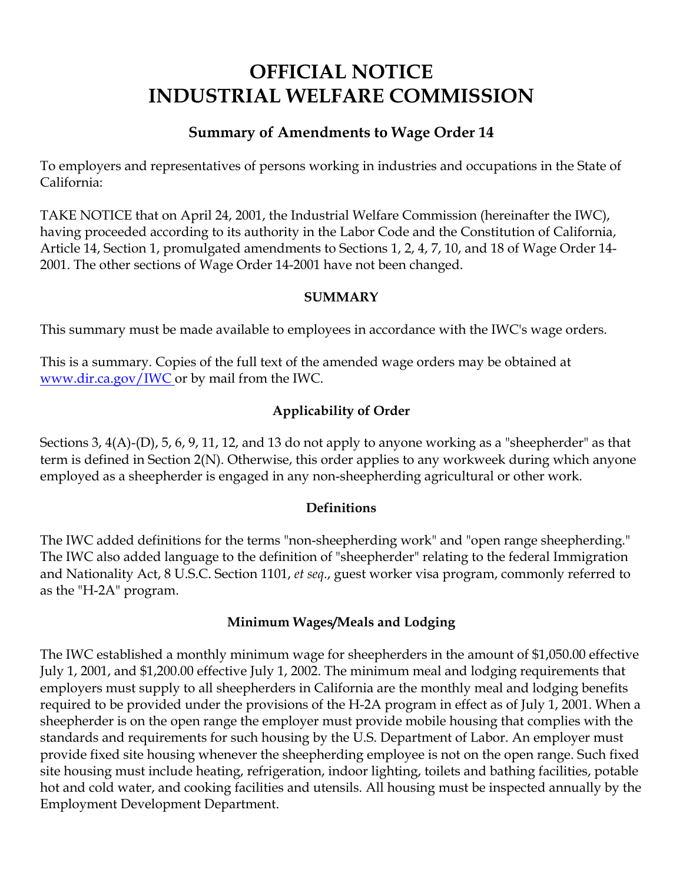# OFFICIAL NOTICE
# INDUSTRIAL WELFARE COMMISSION

### Summary of Amendments to Wage Order 14

To employers and representatives of persons working in industries and occupations in the State of California:

TAKE NOTICE that on April 24, 2001, the Industrial Welfare Commission (hereinafter the IWC), having proceeded according to its authority in the Labor Code and the Constitution of California, Article 14, Section 1, promulgated amendments to Sections 1, 2, 4, 7, 10, and 18 of Wage Order 14-2001. The other sections of Wage Order 14-2001 have not been changed.

#### SUMMARY

This summary must be made available to employees in accordance with the IWC's wage orders.

This is a summary. Copies of the full text of the amended wage orders may be obtained at www.dir.ca.gov/IWC or by mail from the IWC.

#### Applicability of Order

Sections 3, 4(A)-(D), 5, 6, 9, 11, 12, and 13 do not apply to anyone working as a "sheepherder" as that term is defined in Section 2(N). Otherwise, this order applies to any workweek during which anyone employed as a sheepherder is engaged in any non-sheepherding agricultural or other work.

#### Definitions

The IWC added definitions for the terms "non-sheepherding work" and "open range sheepherding." The IWC also added language to the definition of "sheepherder" relating to the federal Immigration and Nationality Act, 8 U.S.C. Section 1101, *et seq*., guest worker visa program, commonly referred to as the "H-2A" program.

#### Minimum Wages/Meals and Lodging

The IWC established a monthly minimum wage for sheepherders in the amount of $1,050.00 effective July 1, 2001, and $1,200.00 effective July 1, 2002. The minimum meal and lodging requirements that employers must supply to all sheepherders in California are the monthly meal and lodging benefits required to be provided under the provisions of the H-2A program in effect as of July 1, 2001. When a sheepherder is on the open range the employer must provide mobile housing that complies with the standards and requirements for such housing by the U.S. Department of Labor. An employer must provide fixed site housing whenever the sheepherding employee is not on the open range. Such fixed site housing must include heating, refrigeration, indoor lighting, toilets and bathing facilities, potable hot and cold water, and cooking facilities and utensils. All housing must be inspected annually by the Employment Development Department.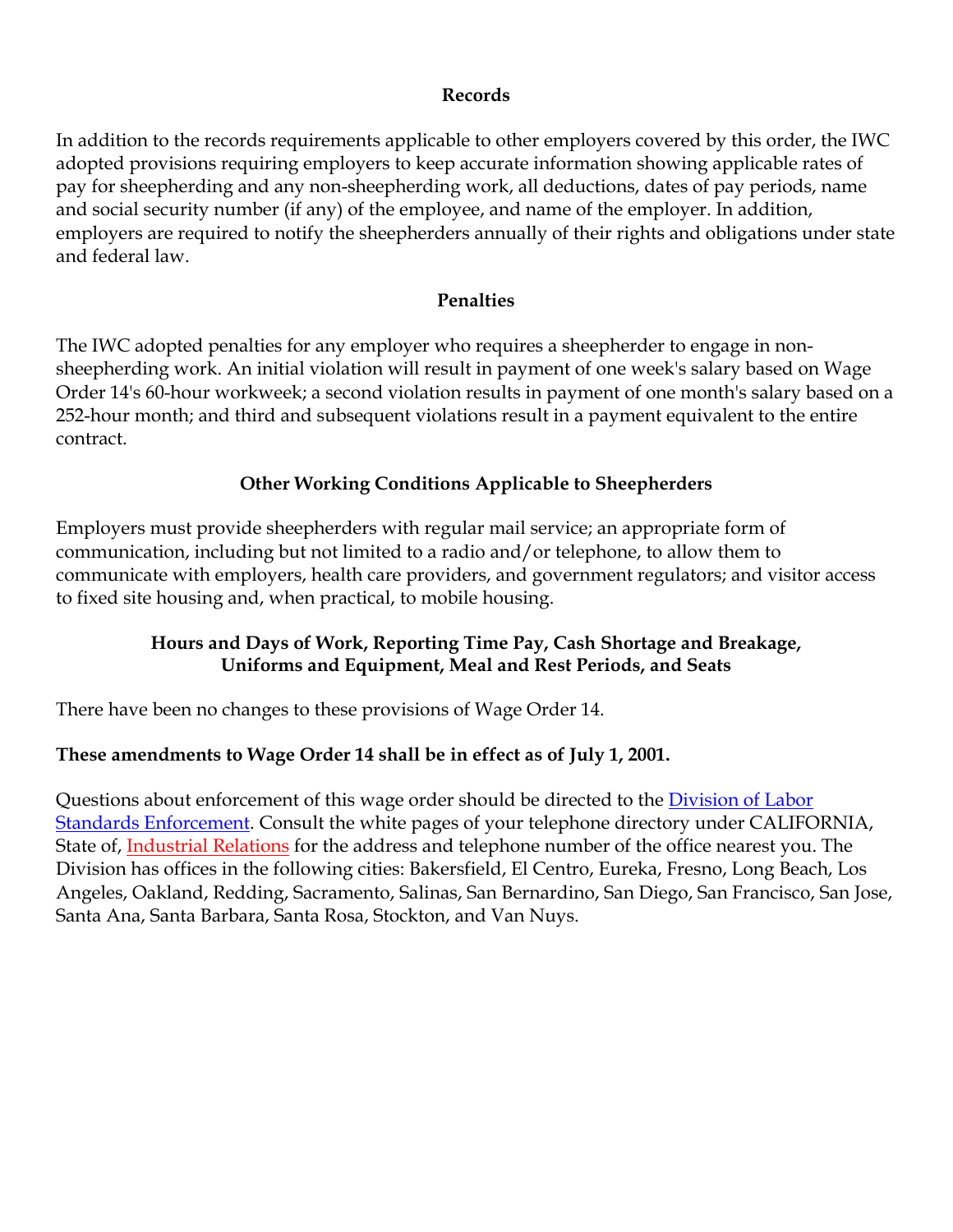## Records

In addition to the records requirements applicable to other employers covered by this order, the IWC adopted provisions requiring employers to keep accurate information showing applicable rates of pay for sheepherding and any non-sheepherding work, all deductions, dates of pay periods, name and social security number (if any) of the employee, and name of the employer. In addition, employers are required to notify the sheepherders annually of their rights and obligations under state and federal law.

## Penalties

The IWC adopted penalties for any employer who requires a sheepherder to engage in non-sheepherding work. An initial violation will result in payment of one week's salary based on Wage Order 14's 60-hour workweek; a second violation results in payment of one month's salary based on a 252-hour month; and third and subsequent violations result in a payment equivalent to the entire contract.

## Other Working Conditions Applicable to Sheepherders

Employers must provide sheepherders with regular mail service; an appropriate form of communication, including but not limited to a radio and/or telephone, to allow them to communicate with employers, health care providers, and government regulators; and visitor access to fixed site housing and, when practical, to mobile housing.

## Hours and Days of Work, Reporting Time Pay, Cash Shortage and Breakage, Uniforms and Equipment, Meal and Rest Periods, and Seats

There have been no changes to these provisions of Wage Order 14.

**These amendments to Wage Order 14 shall be in effect as of July 1, 2001.**

Questions about enforcement of this wage order should be directed to the Division of Labor Standards Enforcement. Consult the white pages of your telephone directory under CALIFORNIA, State of, Industrial Relations for the address and telephone number of the office nearest you. The Division has offices in the following cities: Bakersfield, El Centro, Eureka, Fresno, Long Beach, Los Angeles, Oakland, Redding, Sacramento, Salinas, San Bernardino, San Diego, San Francisco, San Jose, Santa Ana, Santa Barbara, Santa Rosa, Stockton, and Van Nuys.